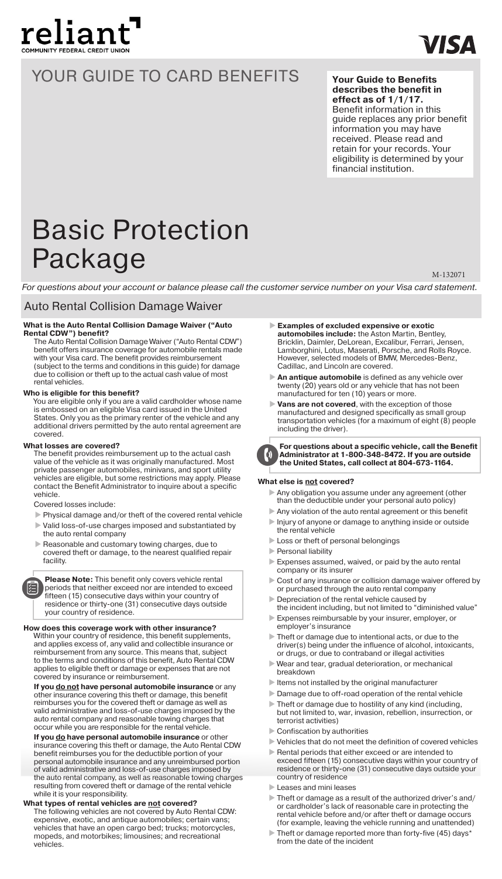reliant
COMMUNITY FEDERAL CREDIT UNION

VISA

# YOUR GUIDE TO CARD BENEFITS

**Your Guide to Benefits describes the benefit in effect as of 1/1/17.** Benefit information in this guide replaces any prior benefit information you may have received. Please read and retain for your records. Your eligibility is determined by your financial institution.

# Basic Protection Package

M-132071

*For questions about your account or balance please call the customer service number on your Visa card statement.*

## Auto Rental Collision Damage Waiver

**What is the Auto Rental Collision Damage Waiver ("Auto Rental CDW") benefit?**

The Auto Rental Collision Damage Waiver ("Auto Rental CDW") benefit offers insurance coverage for automobile rentals made with your Visa card. The benefit provides reimbursement (subject to the terms and conditions in this guide) for damage due to collision or theft up to the actual cash value of most rental vehicles.

**Who is eligible for this benefit?**

You are eligible only if you are a valid cardholder whose name is embossed on an eligible Visa card issued in the United States. Only you as the primary renter of the vehicle and any additional drivers permitted by the auto rental agreement are covered.

**What losses are covered?**

The benefit provides reimbursement up to the actual cash value of the vehicle as it was originally manufactured. Most private passenger automobiles, minivans, and sport utility vehicles are eligible, but some restrictions may apply. Please contact the Benefit Administrator to inquire about a specific vehicle.

Covered losses include:

- Physical damage and/or theft of the covered rental vehicle
- Valid loss-of-use charges imposed and substantiated by the auto rental company
- Reasonable and customary towing charges, due to covered theft or damage, to the nearest qualified repair facility.

**Please Note:** This benefit only covers vehicle rental periods that neither exceed nor are intended to exceed fifteen (15) consecutive days within your country of residence or thirty-one (31) consecutive days outside your country of residence.

**How does this coverage work with other insurance?**

Within your country of residence, this benefit supplements, and applies excess of, any valid and collectible insurance or reimbursement from any source. This means that, subject to the terms and conditions of this benefit, Auto Rental CDW applies to eligible theft or damage or expenses that are not covered by insurance or reimbursement.

**If you <u>do not</u> have personal automobile insurance** or any other insurance covering this theft or damage, this benefit reimburses you for the covered theft or damage as well as valid administrative and loss-of-use charges imposed by the auto rental company and reasonable towing charges that occur while you are responsible for the rental vehicle.

**If you <u>do</u> have personal automobile insurance** or other insurance covering this theft or damage, the Auto Rental CDW benefit reimburses you for the deductible portion of your personal automobile insurance and any unreimbursed portion of valid administrative and loss-of-use charges imposed by the auto rental company, as well as reasonable towing charges resulting from covered theft or damage of the rental vehicle while it is your responsibility.

**What types of rental vehicles are <u>not</u> covered?**

The following vehicles are not covered by Auto Rental CDW: expensive, exotic, and antique automobiles; certain vans; vehicles that have an open cargo bed; trucks; motorcycles, mopeds, and motorbikes; limousines; and recreational vehicles.

- **Examples of excluded expensive or exotic automobiles include:** the Aston Martin, Bentley, Bricklin, Daimler, DeLorean, Excalibur, Ferrari, Jensen, Lamborghini, Lotus, Maserati, Porsche, and Rolls Royce. However, selected models of BMW, Mercedes-Benz, Cadillac, and Lincoln are covered.
- **An antique automobile** is defined as any vehicle over twenty (20) years old or any vehicle that has not been manufactured for ten (10) years or more.
- **Vans are not covered**, with the exception of those manufactured and designed specifically as small group transportation vehicles (for a maximum of eight (8) people including the driver).

**For questions about a specific vehicle, call the Benefit Administrator at 1-800-348-8472. If you are outside the United States, call collect at 804-673-1164.**

**What else is <u>not</u> covered?**

- Any obligation you assume under any agreement (other than the deductible under your personal auto policy)
- Any violation of the auto rental agreement or this benefit
- Injury of anyone or damage to anything inside or outside the rental vehicle
- Loss or theft of personal belongings
- Personal liability
- Expenses assumed, waived, or paid by the auto rental company or its insurer
- Cost of any insurance or collision damage waiver offered by or purchased through the auto rental company
- Depreciation of the rental vehicle caused by the incident including, but not limited to "diminished value"
- Expenses reimbursable by your insurer, employer, or employer's insurance
- Theft or damage due to intentional acts, or due to the driver(s) being under the influence of alcohol, intoxicants, or drugs, or due to contraband or illegal activities
- Wear and tear, gradual deterioration, or mechanical breakdown
- Items not installed by the original manufacturer
- Damage due to off-road operation of the rental vehicle
- Theft or damage due to hostility of any kind (including, but not limited to, war, invasion, rebellion, insurrection, or terrorist activities)
- Confiscation by authorities
- Vehicles that do not meet the definition of covered vehicles
- Rental periods that either exceed or are intended to exceed fifteen (15) consecutive days within your country of residence or thirty-one (31) consecutive days outside your country of residence
- Leases and mini leases
- Theft or damage as a result of the authorized driver's and/or cardholder's lack of reasonable care in protecting the rental vehicle before and/or after theft or damage occurs (for example, leaving the vehicle running and unattended)
- Theft or damage reported more than forty-five (45) days* from the date of the incident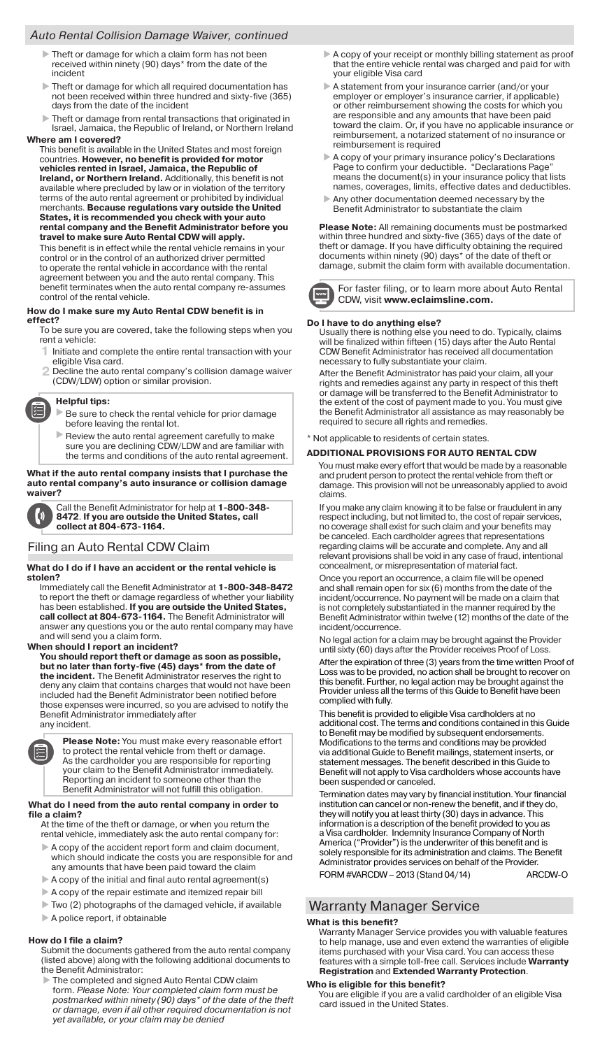## Auto Rental Collision Damage Waiver, continued

- Theft or damage for which a claim form has not been received within ninety (90) days* from the date of the incident
- Theft or damage for which all required documentation has not been received within three hundred and sixty-five (365) days from the date of the incident
- Theft or damage from rental transactions that originated in Israel, Jamaica, the Republic of Ireland, or Northern Ireland

**Where am I covered?**

This benefit is available in the United States and most foreign countries. **However, no benefit is provided for motor vehicles rented in Israel, Jamaica, the Republic of Ireland, or Northern Ireland.** Additionally, this benefit is not available where precluded by law or in violation of the territory terms of the auto rental agreement or prohibited by individual merchants. **Because regulations vary outside the United States, it is recommended you check with your auto rental company and the Benefit Administrator before you travel to make sure Auto Rental CDW will apply.**

This benefit is in effect while the rental vehicle remains in your control or in the control of an authorized driver permitted to operate the rental vehicle in accordance with the rental agreement between you and the auto rental company. This benefit terminates when the auto rental company re-assumes control of the rental vehicle.

**How do I make sure my Auto Rental CDW benefit is in effect?**

To be sure you are covered, take the following steps when you rent a vehicle:

1. Initiate and complete the entire rental transaction with your eligible Visa card.
2. Decline the auto rental company's collision damage waiver (CDW/LDW) option or similar provision.

**Helpful tips:**

- Be sure to check the rental vehicle for prior damage before leaving the rental lot.
- Review the auto rental agreement carefully to make sure you are declining CDW/LDW and are familiar with the terms and conditions of the auto rental agreement.

**What if the auto rental company insists that I purchase the auto rental company's auto insurance or collision damage waiver?**

Call the Benefit Administrator for help at **1-800-348-8472**. **If you are outside the United States, call collect at 804-673-1164.**

## Filing an Auto Rental CDW Claim

**What do I do if I have an accident or the rental vehicle is stolen?**

Immediately call the Benefit Administrator at **1-800-348-8472** to report the theft or damage regardless of whether your liability has been established. **If you are outside the United States, call collect at 804-673-1164.** The Benefit Administrator will answer any questions you or the auto rental company may have and will send you a claim form.

**When should I report an incident?**

**You should report theft or damage as soon as possible, but no later than forty-five (45) days* from the date of the incident.** The Benefit Administrator reserves the right to deny any claim that contains charges that would not have been included had the Benefit Administrator been notified before those expenses were incurred, so you are advised to notify the Benefit Administrator immediately after any incident.

**Please Note:** You must make every reasonable effort to protect the rental vehicle from theft or damage. As the cardholder you are responsible for reporting your claim to the Benefit Administrator immediately. Reporting an incident to someone other than the Benefit Administrator will not fulfill this obligation.

**What do I need from the auto rental company in order to file a claim?**

At the time of the theft or damage, or when you return the rental vehicle, immediately ask the auto rental company for:

- A copy of the accident report form and claim document, which should indicate the costs you are responsible for and any amounts that have been paid toward the claim
- A copy of the initial and final auto rental agreement(s)
- A copy of the repair estimate and itemized repair bill
- Two (2) photographs of the damaged vehicle, if available
- A police report, if obtainable

**How do I file a claim?**

Submit the documents gathered from the auto rental company (listed above) along with the following additional documents to the Benefit Administrator:

- The completed and signed Auto Rental CDW claim form. *Please Note: Your completed claim form must be postmarked within ninety (90) days* of the date of the theft or damage, even if all other required documentation is not yet available, or your claim may be denied*
- A copy of your receipt or monthly billing statement as proof that the entire vehicle rental was charged and paid for with your eligible Visa card
- A statement from your insurance carrier (and/or your employer or employer's insurance carrier, if applicable) or other reimbursement showing the costs for which you are responsible and any amounts that have been paid toward the claim. Or, if you have no applicable insurance or reimbursement, a notarized statement of no insurance or reimbursement is required
- A copy of your primary insurance policy's Declarations Page to confirm your deductible. "Declarations Page" means the document(s) in your insurance policy that lists names, coverages, limits, effective dates and deductibles.
- Any other documentation deemed necessary by the Benefit Administrator to substantiate the claim

**Please Note:** All remaining documents must be postmarked within three hundred and sixty-five (365) days of the date of theft or damage. If you have difficulty obtaining the required documents within ninety (90) days* of the date of theft or damage, submit the claim form with available documentation.

For faster filing, or to learn more about Auto Rental CDW, visit **www.eclaimsline.com.**

**Do I have to do anything else?**

Usually there is nothing else you need to do. Typically, claims will be finalized within fifteen (15) days after the Auto Rental CDW Benefit Administrator has received all documentation necessary to fully substantiate your claim.

After the Benefit Administrator has paid your claim, all your rights and remedies against any party in respect of this theft or damage will be transferred to the Benefit Administrator to the extent of the cost of payment made to you. You must give the Benefit Administrator all assistance as may reasonably be required to secure all rights and remedies.

\* Not applicable to residents of certain states.

### ADDITIONAL PROVISIONS FOR AUTO RENTAL CDW

You must make every effort that would be made by a reasonable and prudent person to protect the rental vehicle from theft or damage. This provision will not be unreasonably applied to avoid claims.

If you make any claim knowing it to be false or fraudulent in any respect including, but not limited to, the cost of repair services, no coverage shall exist for such claim and your benefits may be canceled. Each cardholder agrees that representations regarding claims will be accurate and complete. Any and all relevant provisions shall be void in any case of fraud, intentional concealment, or misrepresentation of material fact.

Once you report an occurrence, a claim file will be opened and shall remain open for six (6) months from the date of the incident/occurrence. No payment will be made on a claim that is not completely substantiated in the manner required by the Benefit Administrator within twelve (12) months of the date of the incident/occurrence.

No legal action for a claim may be brought against the Provider until sixty (60) days after the Provider receives Proof of Loss.

After the expiration of three (3) years from the time written Proof of Loss was to be provided, no action shall be brought to recover on this benefit. Further, no legal action may be brought against the Provider unless all the terms of this Guide to Benefit have been complied with fully.

This benefit is provided to eligible Visa cardholders at no additional cost. The terms and conditions contained in this Guide to Benefit may be modified by subsequent endorsements. Modifications to the terms and conditions may be provided via additional Guide to Benefit mailings, statement inserts, or statement messages. The benefit described in this Guide to Benefit will not apply to Visa cardholders whose accounts have been suspended or canceled.

Termination dates may vary by financial institution. Your financial institution can cancel or non-renew the benefit, and if they do, they will notify you at least thirty (30) days in advance. This information is a description of the benefit provided to you as a Visa cardholder. Indemnity Insurance Company of North America ("Provider") is the underwriter of this benefit and is solely responsible for its administration and claims. The Benefit Administrator provides services on behalf of the Provider.

FORM #VARCDW – 2013 (Stand 04/14) ARCDW-O

## Warranty Manager Service

**What is this benefit?**

Warranty Manager Service provides you with valuable features to help manage, use and even extend the warranties of eligible items purchased with your Visa card. You can access these features with a simple toll-free call. Services include **Warranty Registration** and **Extended Warranty Protection**.

**Who is eligible for this benefit?**

You are eligible if you are a valid cardholder of an eligible Visa card issued in the United States.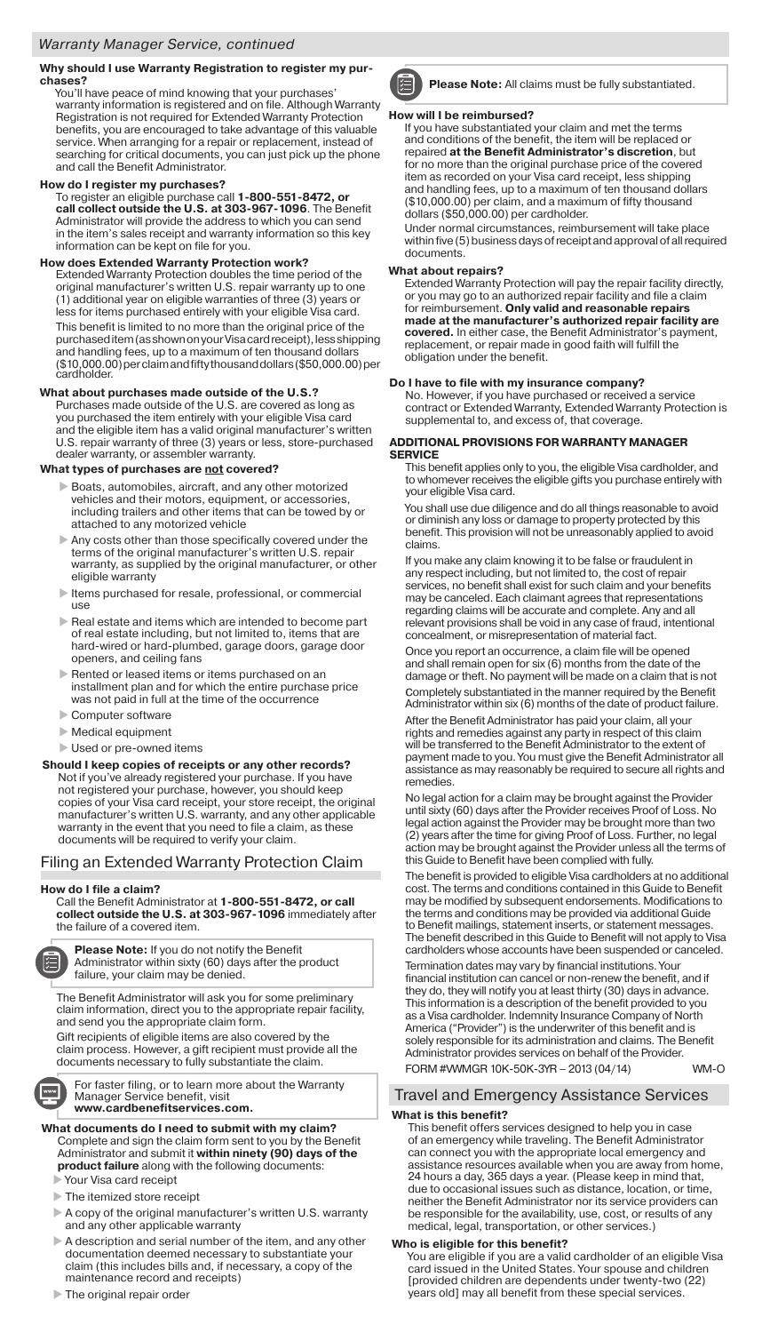## Warranty Manager Service, continued

**Why should I use Warranty Registration to register my purchases?**

You'll have peace of mind knowing that your purchases' warranty information is registered and on file. Although Warranty Registration is not required for Extended Warranty Protection benefits, you are encouraged to take advantage of this valuable service. When arranging for a repair or replacement, instead of searching for critical documents, you can just pick up the phone and call the Benefit Administrator.

**How do I register my purchases?**

To register an eligible purchase call **1-800-551-8472, or call collect outside the U.S. at 303-967-1096**. The Benefit Administrator will provide the address to which you can send in the item's sales receipt and warranty information so this key information can be kept on file for you.

**How does Extended Warranty Protection work?**

Extended Warranty Protection doubles the time period of the original manufacturer's written U.S. repair warranty up to one (1) additional year on eligible warranties of three (3) years or less for items purchased entirely with your eligible Visa card.

This benefit is limited to no more than the original price of the purchased item (as shown on your Visa card receipt), less shipping and handling fees, up to a maximum of ten thousand dollars ($10,000.00) per claim and fifty thousand dollars ($50,000.00) per cardholder.

**What about purchases made outside of the U.S.?**

Purchases made outside of the U.S. are covered as long as you purchased the item entirely with your eligible Visa card and the eligible item has a valid original manufacturer's written U.S. repair warranty of three (3) years or less, store-purchased dealer warranty, or assembler warranty.

**What types of purchases are not covered?**

- Boats, automobiles, aircraft, and any other motorized vehicles and their motors, equipment, or accessories, including trailers and other items that can be towed by or attached to any motorized vehicle
- Any costs other than those specifically covered under the terms of the original manufacturer's written U.S. repair warranty, as supplied by the original manufacturer, or other eligible warranty
- Items purchased for resale, professional, or commercial use
- Real estate and items which are intended to become part of real estate including, but not limited to, items that are hard-wired or hard-plumbed, garage doors, garage door openers, and ceiling fans
- Rented or leased items or items purchased on an installment plan and for which the entire purchase price was not paid in full at the time of the occurrence
- Computer software
- Medical equipment
- Used or pre-owned items

**Should I keep copies of receipts or any other records?**

Not if you've already registered your purchase. If you have not registered your purchase, however, you should keep copies of your Visa card receipt, your store receipt, the original manufacturer's written U.S. warranty, and any other applicable warranty in the event that you need to file a claim, as these documents will be required to verify your claim.

## Filing an Extended Warranty Protection Claim

**How do I file a claim?**

Call the Benefit Administrator at **1-800-551-8472, or call collect outside the U.S. at 303-967-1096** immediately after the failure of a covered item.

**Please Note:** If you do not notify the Benefit Administrator within sixty (60) days after the product failure, your claim may be denied.

The Benefit Administrator will ask you for some preliminary claim information, direct you to the appropriate repair facility, and send you the appropriate claim form.

Gift recipients of eligible items are also covered by the claim process. However, a gift recipient must provide all the documents necessary to fully substantiate the claim.

For faster filing, or to learn more about the Warranty Manager Service benefit, visit **www.cardbenefitservices.com.**

**What documents do I need to submit with my claim?**

Complete and sign the claim form sent to you by the Benefit Administrator and submit it **within ninety (90) days of the product failure** along with the following documents:

- Your Visa card receipt
- The itemized store receipt
- A copy of the original manufacturer's written U.S. warranty and any other applicable warranty
- A description and serial number of the item, and any other documentation deemed necessary to substantiate your claim (this includes bills and, if necessary, a copy of the maintenance record and receipts)
- The original repair order

**Please Note:** All claims must be fully substantiated.

**How will I be reimbursed?**

If you have substantiated your claim and met the terms and conditions of the benefit, the item will be replaced or repaired **at the Benefit Administrator's discretion**, but for no more than the original purchase price of the covered item as recorded on your Visa card receipt, less shipping and handling fees, up to a maximum of ten thousand dollars ($10,000.00) per claim, and a maximum of fifty thousand dollars ($50,000.00) per cardholder.

Under normal circumstances, reimbursement will take place within five (5) business days of receipt and approval of all required documents.

**What about repairs?**

Extended Warranty Protection will pay the repair facility directly, or you may go to an authorized repair facility and file a claim for reimbursement. **Only valid and reasonable repairs made at the manufacturer's authorized repair facility are covered.** In either case, the Benefit Administrator's payment, replacement, or repair made in good faith will fulfill the obligation under the benefit.

**Do I have to file with my insurance company?**

No. However, if you have purchased or received a service contract or Extended Warranty, Extended Warranty Protection is supplemental to, and excess of, that coverage.

**ADDITIONAL PROVISIONS FOR WARRANTY MANAGER SERVICE**

This benefit applies only to you, the eligible Visa cardholder, and to whomever receives the eligible gifts you purchase entirely with your eligible Visa card.

You shall use due diligence and do all things reasonable to avoid or diminish any loss or damage to property protected by this benefit. This provision will not be unreasonably applied to avoid claims.

If you make any claim knowing it to be false or fraudulent in any respect including, but not limited to, the cost of repair services, no benefit shall exist for such claim and your benefits may be canceled. Each claimant agrees that representations regarding claims will be accurate and complete. Any and all relevant provisions shall be void in any case of fraud, intentional concealment, or misrepresentation of material fact.

Once you report an occurrence, a claim file will be opened and shall remain open for six (6) months from the date of the damage or theft. No payment will be made on a claim that is not completely substantiated in the manner required by the Benefit Administrator within six (6) months of the date of product failure.

After the Benefit Administrator has paid your claim, all your rights and remedies against any party in respect of this claim will be transferred to the Benefit Administrator to the extent of payment made to you. You must give the Benefit Administrator all assistance as may reasonably be required to secure all rights and remedies.

No legal action for a claim may be brought against the Provider until sixty (60) days after the Provider receives Proof of Loss. No legal action against the Provider may be brought more than two (2) years after the time for giving Proof of Loss. Further, no legal action may be brought against the Provider unless all the terms of this Guide to Benefit have been complied with fully.

The benefit is provided to eligible Visa cardholders at no additional cost. The terms and conditions contained in this Guide to Benefit may be modified by subsequent endorsements. Modifications to the terms and conditions may be provided via additional Guide to Benefit mailings, statement inserts, or statement messages. The benefit described in this Guide to Benefit will not apply to Visa cardholders whose accounts have been suspended or canceled.

Termination dates may vary by financial institutions. Your financial institution can cancel or non-renew the benefit, and if they do, they will notify you at least thirty (30) days in advance. This information is a description of the benefit provided to you as a Visa cardholder. Indemnity Insurance Company of North America ("Provider") is the underwriter of this benefit and is solely responsible for its administration and claims. The Benefit Administrator provides services on behalf of the Provider.

FORM #VWMGR 10K-50K-3YR – 2013 (04/14) WM-O

## Travel and Emergency Assistance Services

**What is this benefit?**

This benefit offers services designed to help you in case of an emergency while traveling. The Benefit Administrator can connect you with the appropriate local emergency and assistance resources available when you are away from home, 24 hours a day, 365 days a year. (Please keep in mind that, due to occasional issues such as distance, location, or time, neither the Benefit Administrator nor its service providers can be responsible for the availability, use, cost, or results of any medical, legal, transportation, or other services.)

**Who is eligible for this benefit?**

You are eligible if you are a valid cardholder of an eligible Visa card issued in the United States. Your spouse and children [provided children are dependents under twenty-two (22) years old] may all benefit from these special services.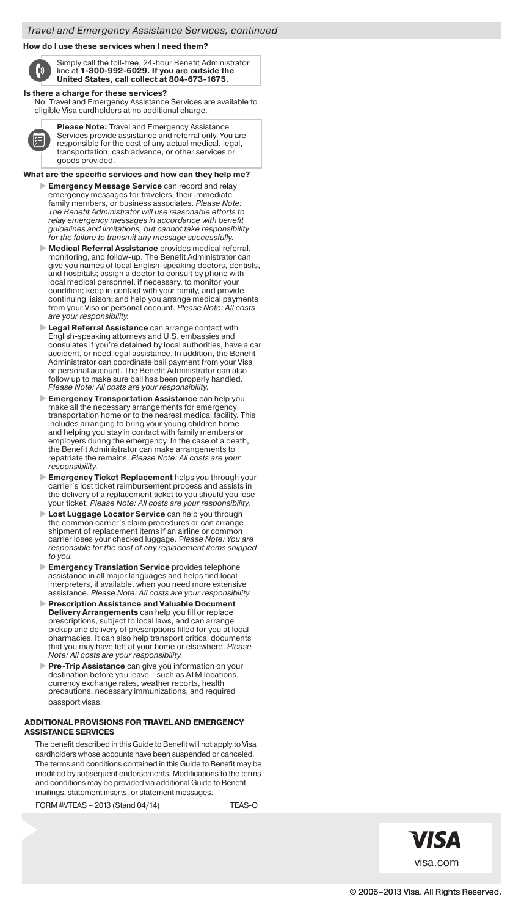*Travel and Emergency Assistance Services, continued*

**How do I use these services when I need them?**

Simply call the toll-free, 24-hour Benefit Administrator line at **1-800-992-6029. If you are outside the United States, call collect at 804-673-1675.**

**Is there a charge for these services?**

No. Travel and Emergency Assistance Services are available to eligible Visa cardholders at no additional charge.

**Please Note:** Travel and Emergency Assistance Services provide assistance and referral only. You are responsible for the cost of any actual medical, legal, transportation, cash advance, or other services or goods provided.

**What are the specific services and how can they help me?**

- **Emergency Message Service** can record and relay emergency messages for travelers, their immediate family members, or business associates. *Please Note: The Benefit Administrator will use reasonable efforts to relay emergency messages in accordance with benefit guidelines and limitations, but cannot take responsibility for the failure to transmit any message successfully.*
- **Medical Referral Assistance** provides medical referral, monitoring, and follow-up. The Benefit Administrator can give you names of local English-speaking doctors, dentists, and hospitals; assign a doctor to consult by phone with local medical personnel, if necessary, to monitor your condition; keep in contact with your family, and provide continuing liaison; and help you arrange medical payments from your Visa or personal account. *Please Note: All costs are your responsibility.*
- **Legal Referral Assistance** can arrange contact with English-speaking attorneys and U.S. embassies and consulates if you're detained by local authorities, have a car accident, or need legal assistance. In addition, the Benefit Administrator can coordinate bail payment from your Visa or personal account. The Benefit Administrator can also follow up to make sure bail has been properly handled. *Please Note: All costs are your responsibility.*
- **Emergency Transportation Assistance** can help you make all the necessary arrangements for emergency transportation home or to the nearest medical facility. This includes arranging to bring your young children home and helping you stay in contact with family members or employers during the emergency. In the case of a death, the Benefit Administrator can make arrangements to repatriate the remains. *Please Note: All costs are your responsibility.*
- **Emergency Ticket Replacement** helps you through your carrier's lost ticket reimbursement process and assists in the delivery of a replacement ticket to you should you lose your ticket. *Please Note: All costs are your responsibility.*
- **Lost Luggage Locator Service** can help you through the common carrier's claim procedures or can arrange shipment of replacement items if an airline or common carrier loses your checked luggage. *Please Note: You are responsible for the cost of any replacement items shipped to you.*
- **Emergency Translation Service** provides telephone assistance in all major languages and helps find local interpreters, if available, when you need more extensive assistance. *Please Note: All costs are your responsibility.*
- **Prescription Assistance and Valuable Document Delivery Arrangements** can help you fill or replace prescriptions, subject to local laws, and can arrange pickup and delivery of prescriptions filled for you at local pharmacies. It can also help transport critical documents that you may have left at your home or elsewhere. *Please Note: All costs are your responsibility.*
- **Pre-Trip Assistance** can give you information on your destination before you leave—such as ATM locations, currency exchange rates, weather reports, health precautions, necessary immunizations, and required passport visas.

**ADDITIONAL PROVISIONS FOR TRAVEL AND EMERGENCY ASSISTANCE SERVICES**

The benefit described in this Guide to Benefit will not apply to Visa cardholders whose accounts have been suspended or canceled. The terms and conditions contained in this Guide to Benefit may be modified by subsequent endorsements. Modifications to the terms and conditions may be provided via additional Guide to Benefit mailings, statement inserts, or statement messages.

FORM #VTEAS – 2013 (Stand 04/14) TEAS-O

VISA

visa.com

© 2006–2013 Visa. All Rights Reserved.